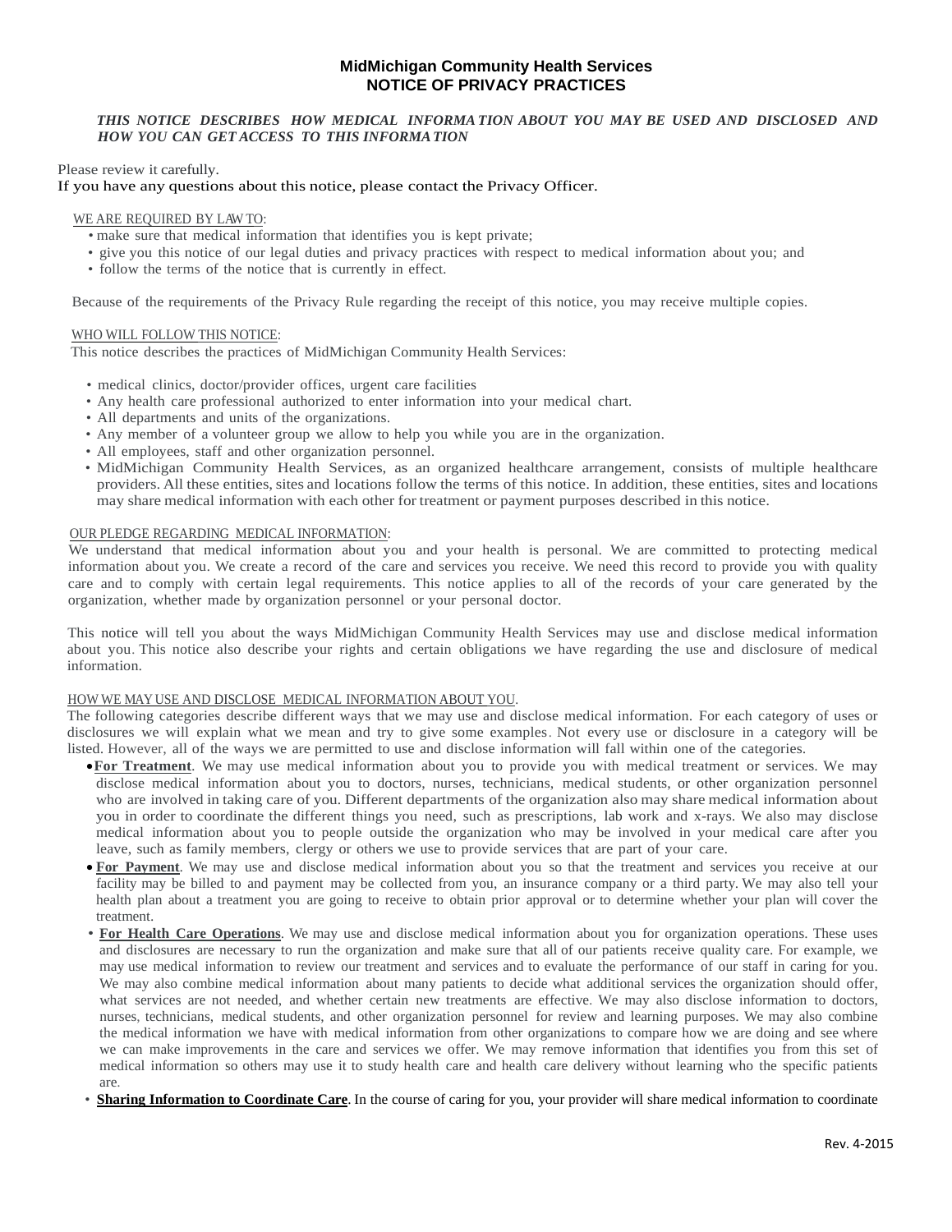# MidMichigan Community Health Services
## NOTICE OF PRIVACY PRACTICES

***THIS NOTICE DESCRIBES HOW MEDICAL INFORMATION ABOUT YOU MAY BE USED AND DISCLOSED AND HOW YOU CAN GET ACCESS TO THIS INFORMATION***

Please review it carefully.
If you have any questions about this notice, please contact the Privacy Officer.

WE ARE REQUIRED BY LAW TO:

- make sure that medical information that identifies you is kept private;
- give you this notice of our legal duties and privacy practices with respect to medical information about you; and
- follow the terms of the notice that is currently in effect.

Because of the requirements of the Privacy Rule regarding the receipt of this notice, you may receive multiple copies.

WHO WILL FOLLOW THIS NOTICE:
This notice describes the practices of MidMichigan Community Health Services:

- medical clinics, doctor/provider offices, urgent care facilities
- Any health care professional authorized to enter information into your medical chart.
- All departments and units of the organizations.
- Any member of a volunteer group we allow to help you while you are in the organization.
- All employees, staff and other organization personnel.
- MidMichigan Community Health Services, as an organized healthcare arrangement, consists of multiple healthcare providers. All these entities, sites and locations follow the terms of this notice. In addition, these entities, sites and locations may share medical information with each other for treatment or payment purposes described in this notice.

OUR PLEDGE REGARDING MEDICAL INFORMATION:
We understand that medical information about you and your health is personal. We are committed to protecting medical information about you. We create a record of the care and services you receive. We need this record to provide you with quality care and to comply with certain legal requirements. This notice applies to all of the records of your care generated by the organization, whether made by organization personnel or your personal doctor.

This notice will tell you about the ways MidMichigan Community Health Services may use and disclose medical information about you. This notice also describe your rights and certain obligations we have regarding the use and disclosure of medical information.

HOW WE MAY USE AND DISCLOSE MEDICAL INFORMATION ABOUT YOU.
The following categories describe different ways that we may use and disclose medical information. For each category of uses or disclosures we will explain what we mean and try to give some examples. Not every use or disclosure in a category will be listed. However, all of the ways we are permitted to use and disclose information will fall within one of the categories.

- **For Treatment**. We may use medical information about you to provide you with medical treatment or services. We may disclose medical information about you to doctors, nurses, technicians, medical students, or other organization personnel who are involved in taking care of you. Different departments of the organization also may share medical information about you in order to coordinate the different things you need, such as prescriptions, lab work and x-rays. We also may disclose medical information about you to people outside the organization who may be involved in your medical care after you leave, such as family members, clergy or others we use to provide services that are part of your care.
- **For Payment**. We may use and disclose medical information about you so that the treatment and services you receive at our facility may be billed to and payment may be collected from you, an insurance company or a third party. We may also tell your health plan about a treatment you are going to receive to obtain prior approval or to determine whether your plan will cover the treatment.
- **For Health Care Operations**. We may use and disclose medical information about you for organization operations. These uses and disclosures are necessary to run the organization and make sure that all of our patients receive quality care. For example, we may use medical information to review our treatment and services and to evaluate the performance of our staff in caring for you. We may also combine medical information about many patients to decide what additional services the organization should offer, what services are not needed, and whether certain new treatments are effective. We may also disclose information to doctors, nurses, technicians, medical students, and other organization personnel for review and learning purposes. We may also combine the medical information we have with medical information from other organizations to compare how we are doing and see where we can make improvements in the care and services we offer. We may remove information that identifies you from this set of medical information so others may use it to study health care and health care delivery without learning who the specific patients are.
- **Sharing Information to Coordinate Care**. In the course of caring for you, your provider will share medical information to coordinate

Rev. 4-2015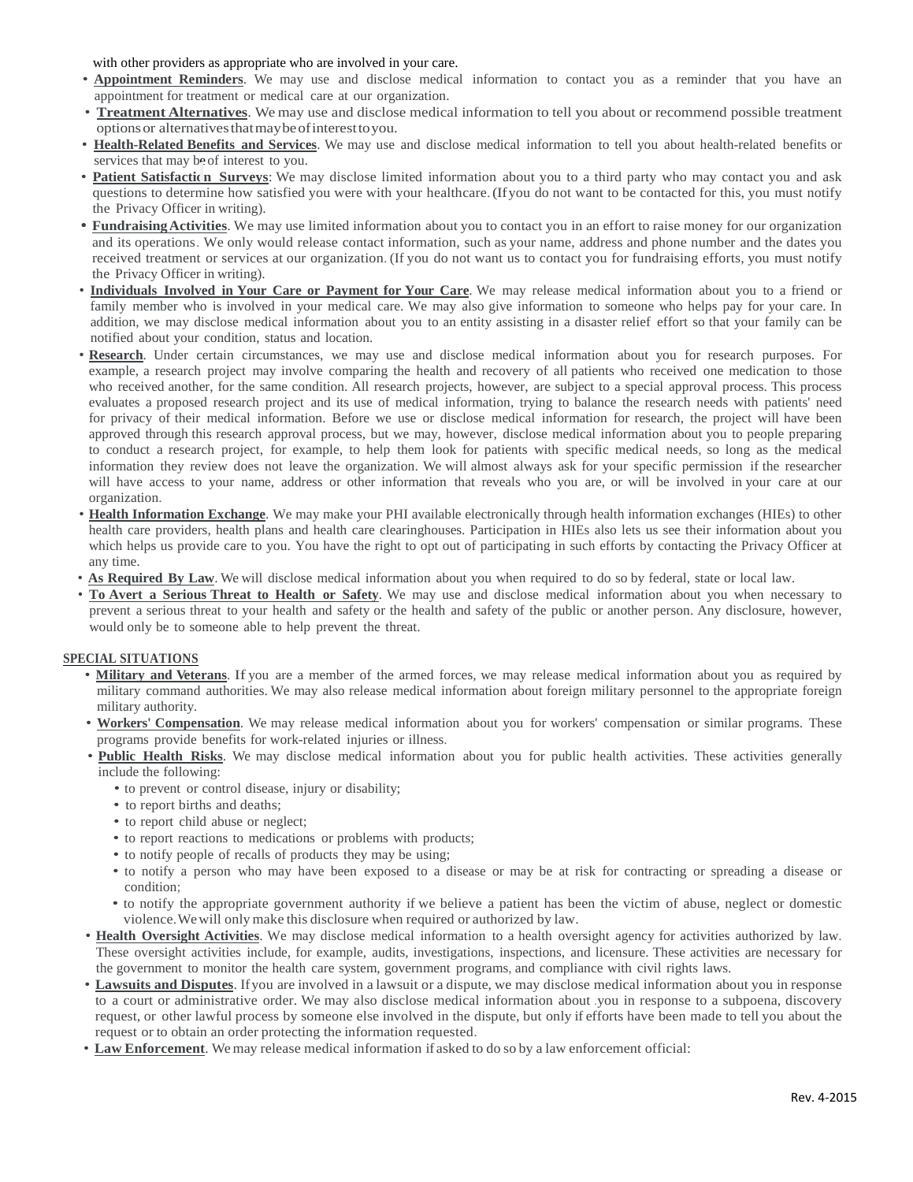with other providers as appropriate who are involved in your care.

- **Appointment Reminders**. We may use and disclose medical information to contact you as a reminder that you have an appointment for treatment or medical care at our organization.
- **Treatment Alternatives**. We may use and disclose medical information to tell you about or recommend possible treatment options or alternatives that may be of interest to you.
- **Health-Related Benefits and Services**. We may use and disclose medical information to tell you about health-related benefits or services that may be of interest to you.
- **Patient Satisfaction Surveys**: We may disclose limited information about you to a third party who may contact you and ask questions to determine how satisfied you were with your healthcare. (If you do not want to be contacted for this, you must notify the Privacy Officer in writing).
- **Fundraising Activities**. We may use limited information about you to contact you in an effort to raise money for our organization and its operations. We only would release contact information, such as your name, address and phone number and the dates you received treatment or services at our organization. (If you do not want us to contact you for fundraising efforts, you must notify the Privacy Officer in writing).
- **Individuals Involved in Your Care or Payment for Your Care**. We may release medical information about you to a friend or family member who is involved in your medical care. We may also give information to someone who helps pay for your care. In addition, we may disclose medical information about you to an entity assisting in a disaster relief effort so that your family can be notified about your condition, status and location.
- **Research**. Under certain circumstances, we may use and disclose medical information about you for research purposes. For example, a research project may involve comparing the health and recovery of all patients who received one medication to those who received another, for the same condition. All research projects, however, are subject to a special approval process. This process evaluates a proposed research project and its use of medical information, trying to balance the research needs with patients' need for privacy of their medical information. Before we use or disclose medical information for research, the project will have been approved through this research approval process, but we may, however, disclose medical information about you to people preparing to conduct a research project, for example, to help them look for patients with specific medical needs, so long as the medical information they review does not leave the organization. We will almost always ask for your specific permission if the researcher will have access to your name, address or other information that reveals who you are, or will be involved in your care at our organization.
- **Health Information Exchange**. We may make your PHI available electronically through health information exchanges (HIEs) to other health care providers, health plans and health care clearinghouses. Participation in HIEs also lets us see their information about you which helps us provide care to you. You have the right to opt out of participating in such efforts by contacting the Privacy Officer at any time.
- **As Required By Law**. We will disclose medical information about you when required to do so by federal, state or local law.
- **To Avert a Serious Threat to Health or Safety**. We may use and disclose medical information about you when necessary to prevent a serious threat to your health and safety or the health and safety of the public or another person. Any disclosure, however, would only be to someone able to help prevent the threat.

**SPECIAL SITUATIONS**

- **Military and Veterans**. If you are a member of the armed forces, we may release medical information about you as required by military command authorities. We may also release medical information about foreign military personnel to the appropriate foreign military authority.
- **Workers' Compensation**. We may release medical information about you for workers' compensation or similar programs. These programs provide benefits for work-related injuries or illness.
- **Public Health Risks**. We may disclose medical information about you for public health activities. These activities generally include the following:
  - to prevent or control disease, injury or disability;
  - to report births and deaths;
  - to report child abuse or neglect;
  - to report reactions to medications or problems with products;
  - to notify people of recalls of products they may be using;
  - to notify a person who may have been exposed to a disease or may be at risk for contracting or spreading a disease or condition;
  - to notify the appropriate government authority if we believe a patient has been the victim of abuse, neglect or domestic violence. We will only make this disclosure when required or authorized by law.
- **Health Oversight Activities**. We may disclose medical information to a health oversight agency for activities authorized by law. These oversight activities include, for example, audits, investigations, inspections, and licensure. These activities are necessary for the government to monitor the health care system, government programs, and compliance with civil rights laws.
- **Lawsuits and Disputes**. If you are involved in a lawsuit or a dispute, we may disclose medical information about you in response to a court or administrative order. We may also disclose medical information about you in response to a subpoena, discovery request, or other lawful process by someone else involved in the dispute, but only if efforts have been made to tell you about the request or to obtain an order protecting the information requested.
- **Law Enforcement**. We may release medical information if asked to do so by a law enforcement official:

Rev. 4-2015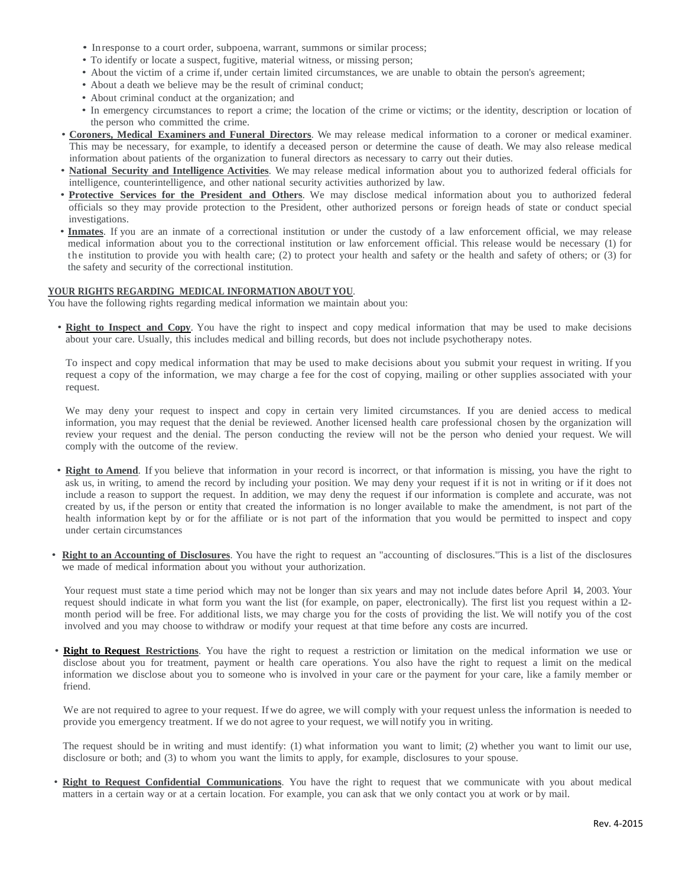- In response to a court order, subpoena, warrant, summons or similar process;
- To identify or locate a suspect, fugitive, material witness, or missing person;
- About the victim of a crime if, under certain limited circumstances, we are unable to obtain the person's agreement;
- About a death we believe may be the result of criminal conduct;
- About criminal conduct at the organization; and
- In emergency circumstances to report a crime; the location of the crime or victims; or the identity, description or location of the person who committed the crime.

- **Coroners, Medical Examiners and Funeral Directors**. We may release medical information to a coroner or medical examiner. This may be necessary, for example, to identify a deceased person or determine the cause of death. We may also release medical information about patients of the organization to funeral directors as necessary to carry out their duties.
- **National Security and Intelligence Activities**. We may release medical information about you to authorized federal officials for intelligence, counterintelligence, and other national security activities authorized by law.
- **Protective Services for the President and Others**. We may disclose medical information about you to authorized federal officials so they may provide protection to the President, other authorized persons or foreign heads of state or conduct special investigations.
- **Inmates**. If you are an inmate of a correctional institution or under the custody of a law enforcement official, we may release medical information about you to the correctional institution or law enforcement official. This release would be necessary (1) for the institution to provide you with health care; (2) to protect your health and safety or the health and safety of others; or (3) for the safety and security of the correctional institution.

**YOUR RIGHTS REGARDING MEDICAL INFORMATION ABOUT YOU**.

You have the following rights regarding medical information we maintain about you:

- **Right to Inspect and Copy**. You have the right to inspect and copy medical information that may be used to make decisions about your care. Usually, this includes medical and billing records, but does not include psychotherapy notes.

  To inspect and copy medical information that may be used to make decisions about you submit your request in writing. If you request a copy of the information, we may charge a fee for the cost of copying, mailing or other supplies associated with your request.

  We may deny your request to inspect and copy in certain very limited circumstances. If you are denied access to medical information, you may request that the denial be reviewed. Another licensed health care professional chosen by the organization will review your request and the denial. The person conducting the review will not be the person who denied your request. We will comply with the outcome of the review.

- **Right to Amend**. If you believe that information in your record is incorrect, or that information is missing, you have the right to ask us, in writing, to amend the record by including your position. We may deny your request if it is not in writing or if it does not include a reason to support the request. In addition, we may deny the request if our information is complete and accurate, was not created by us, if the person or entity that created the information is no longer available to make the amendment, is not part of the health information kept by or for the affiliate or is not part of the information that you would be permitted to inspect and copy under certain circumstances

- **Right to an Accounting of Disclosures**. You have the right to request an "accounting of disclosures."This is a list of the disclosures we made of medical information about you without your authorization.

  Your request must state a time period which may not be longer than six years and may not include dates before April 14, 2003. Your request should indicate in what form you want the list (for example, on paper, electronically). The first list you request within a 12-month period will be free. For additional lists, we may charge you for the costs of providing the list. We will notify you of the cost involved and you may choose to withdraw or modify your request at that time before any costs are incurred.

- **Right to Request Restrictions**. You have the right to request a restriction or limitation on the medical information we use or disclose about you for treatment, payment or health care operations. You also have the right to request a limit on the medical information we disclose about you to someone who is involved in your care or the payment for your care, like a family member or friend.

  We are not required to agree to your request. If we do agree, we will comply with your request unless the information is needed to provide you emergency treatment. If we do not agree to your request, we will notify you in writing.

  The request should be in writing and must identify: (1) what information you want to limit; (2) whether you want to limit our use, disclosure or both; and (3) to whom you want the limits to apply, for example, disclosures to your spouse.

- **Right to Request Confidential Communications**. You have the right to request that we communicate with you about medical matters in a certain way or at a certain location. For example, you can ask that we only contact you at work or by mail.

Rev. 4-2015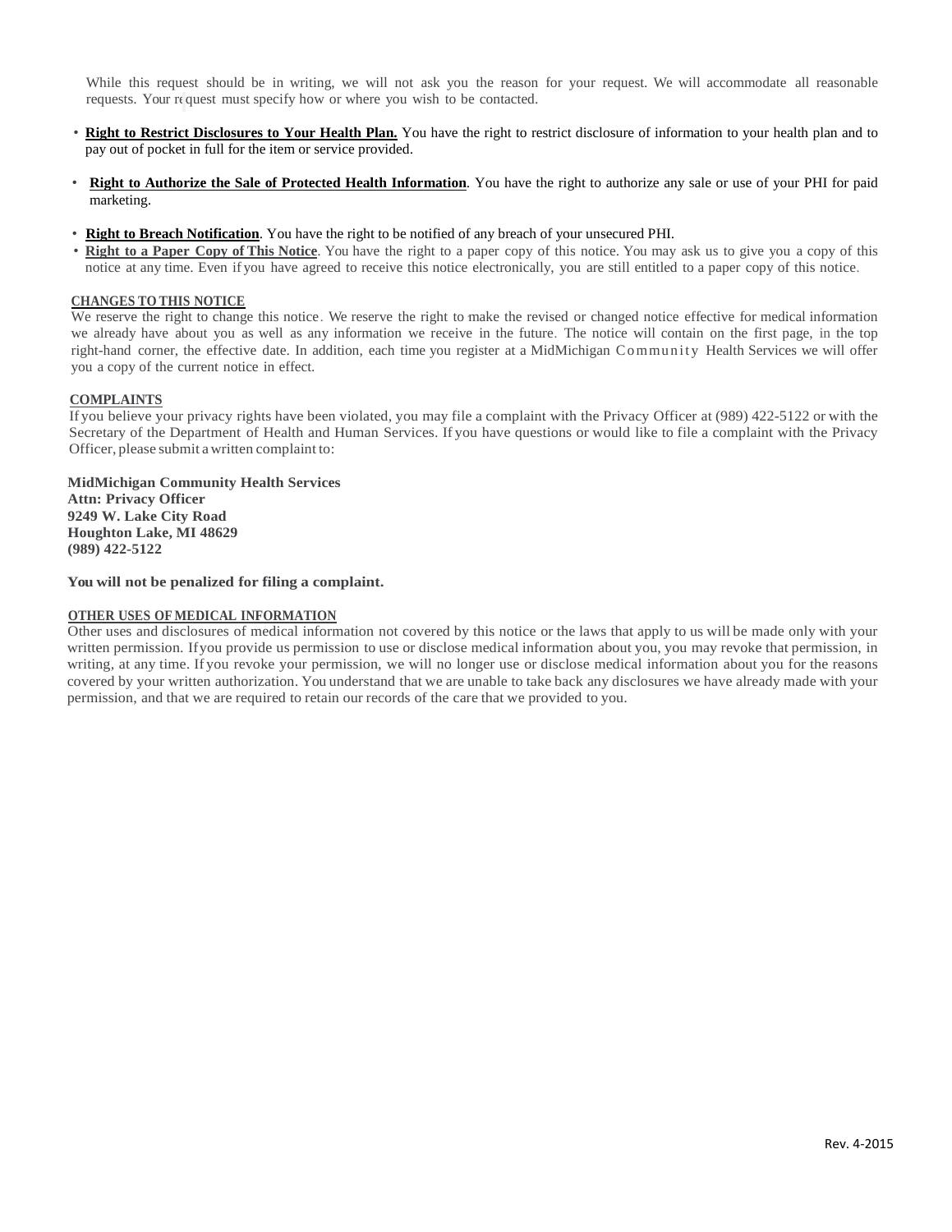While this request should be in writing, we will not ask you the reason for your request. We will accommodate all reasonable requests. Your request must specify how or where you wish to be contacted.

- **Right to Restrict Disclosures to Your Health Plan.** You have the right to restrict disclosure of information to your health plan and to pay out of pocket in full for the item or service provided.
- **Right to Authorize the Sale of Protected Health Information**. You have the right to authorize any sale or use of your PHI for paid marketing.
- **Right to Breach Notification**. You have the right to be notified of any breach of your unsecured PHI.
- **Right to a Paper Copy of This Notice**. You have the right to a paper copy of this notice. You may ask us to give you a copy of this notice at any time. Even if you have agreed to receive this notice electronically, you are still entitled to a paper copy of this notice.

**CHANGES TO THIS NOTICE**

We reserve the right to change this notice. We reserve the right to make the revised or changed notice effective for medical information we already have about you as well as any information we receive in the future. The notice will contain on the first page, in the top right-hand corner, the effective date. In addition, each time you register at a MidMichigan Community Health Services we will offer you a copy of the current notice in effect.

**COMPLAINTS**

If you believe your privacy rights have been violated, you may file a complaint with the Privacy Officer at (989) 422-5122 or with the Secretary of the Department of Health and Human Services. If you have questions or would like to file a complaint with the Privacy Officer, please submit a written complaint to:

**MidMichigan Community Health Services**
**Attn: Privacy Officer**
**9249 W. Lake City Road**
**Houghton Lake, MI 48629**
**(989) 422-5122**

**You will not be penalized for filing a complaint.**

**OTHER USES OF MEDICAL INFORMATION**

Other uses and disclosures of medical information not covered by this notice or the laws that apply to us will be made only with your written permission. If you provide us permission to use or disclose medical information about you, you may revoke that permission, in writing, at any time. If you revoke your permission, we will no longer use or disclose medical information about you for the reasons covered by your written authorization. You understand that we are unable to take back any disclosures we have already made with your permission, and that we are required to retain our records of the care that we provided to you.

Rev. 4-2015